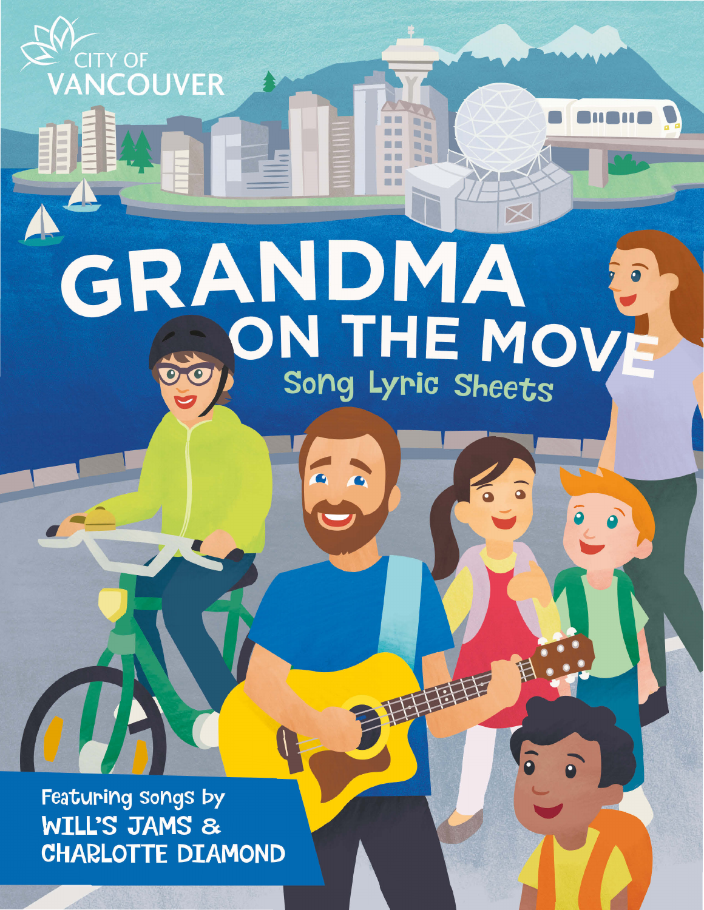CITY OF VANCOUVER

# GRANDMA ON THE MOVE

## Song Lyric Sheets

Featuring songs by
**WILL'S JAMS & CHARLOTTE DIAMOND**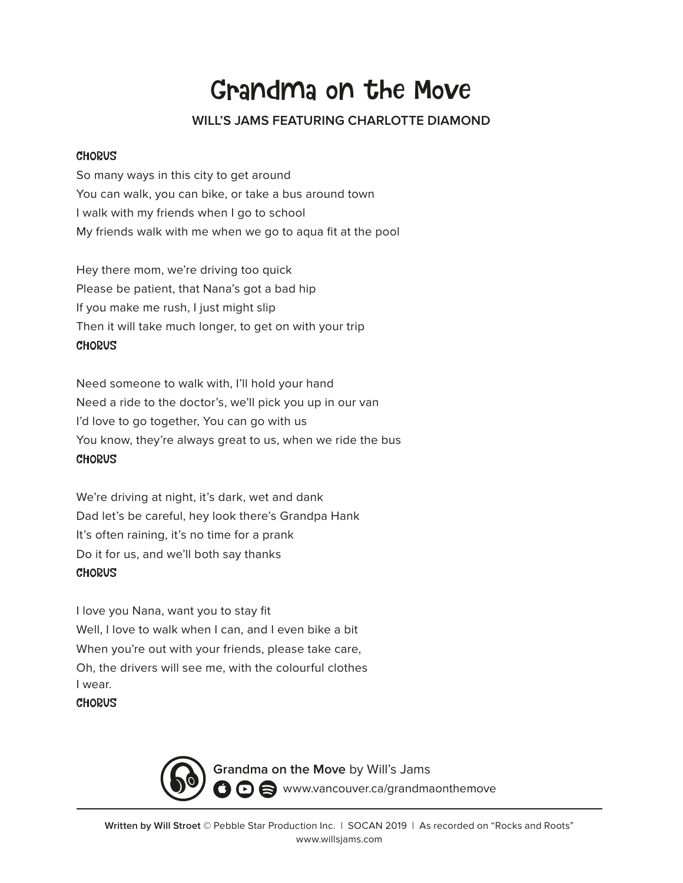# Grandma on the Move

**WILL'S JAMS FEATURING CHARLOTTE DIAMOND**

**CHORUS**
So many ways in this city to get around
You can walk, you can bike, or take a bus around town
I walk with my friends when I go to school
My friends walk with me when we go to aqua fit at the pool

Hey there mom, we're driving too quick
Please be patient, that Nana's got a bad hip
If you make me rush, I just might slip
Then it will take much longer, to get on with your trip
**CHORUS**

Need someone to walk with, I'll hold your hand
Need a ride to the doctor's, we'll pick you up in our van
I'd love to go together, You can go with us
You know, they're always great to us, when we ride the bus
**CHORUS**

We're driving at night, it's dark, wet and dank
Dad let's be careful, hey look there's Grandpa Hank
It's often raining, it's no time for a prank
Do it for us, and we'll both say thanks
**CHORUS**

I love you Nana, want you to stay fit
Well, I love to walk when I can, and I even bike a bit
When you're out with your friends, please take care,
Oh, the drivers will see me, with the colourful clothes
I wear.
**CHORUS**

**Grandma on the Move** by Will's Jams
www.vancouver.ca/grandmaonthemove

**Written by Will Stroet** © Pebble Star Production Inc. | SOCAN 2019 | As recorded on "Rocks and Roots"
www.willsjams.com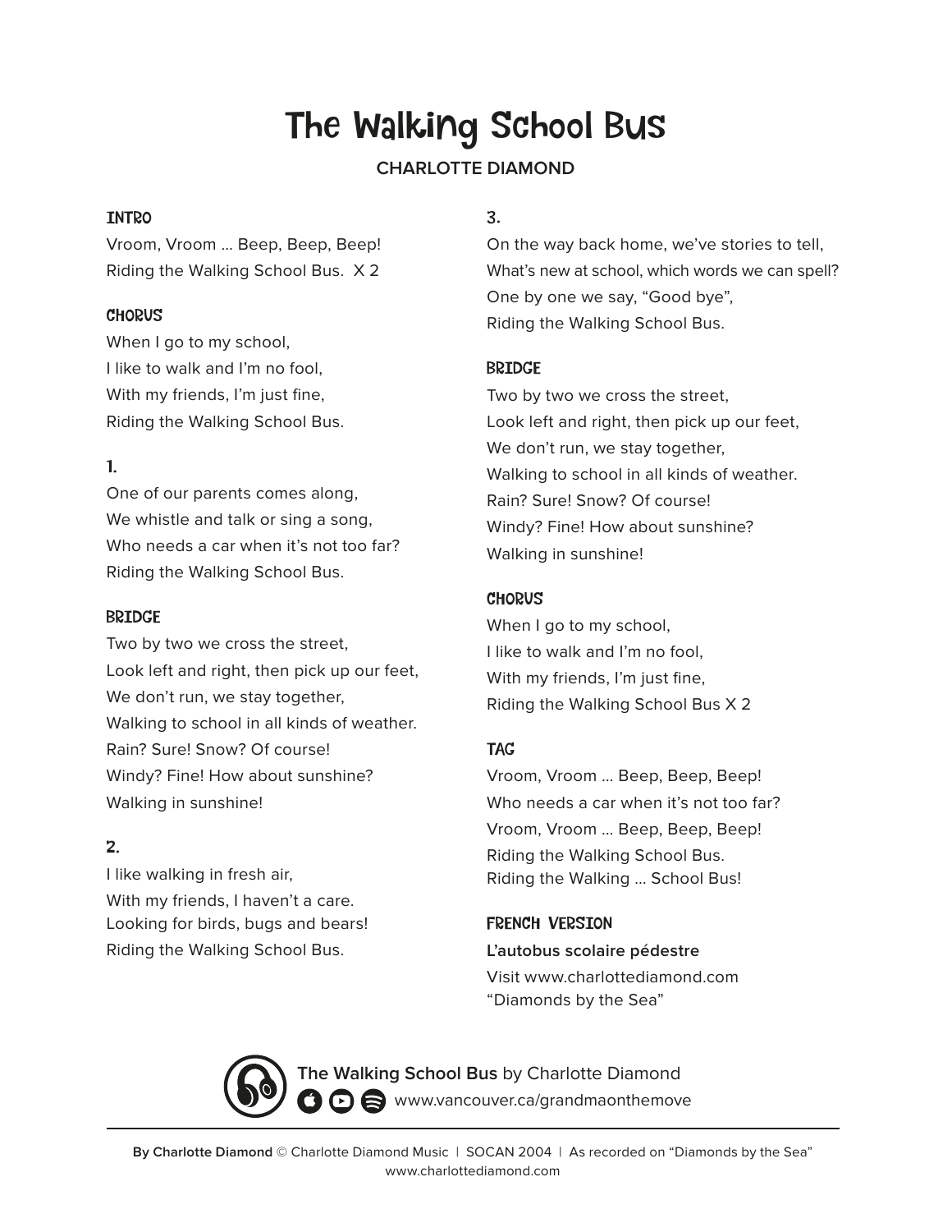# The Walking School Bus

**CHARLOTTE DIAMOND**

### INTRO

Vroom, Vroom … Beep, Beep, Beep!
Riding the Walking School Bus.  X 2

### CHORUS

When I go to my school,
I like to walk and I'm no fool,
With my friends, I'm just fine,
Riding the Walking School Bus.

### 1.

One of our parents comes along,
We whistle and talk or sing a song,
Who needs a car when it's not too far?
Riding the Walking School Bus.

### BRIDGE

Two by two we cross the street,
Look left and right, then pick up our feet,
We don't run, we stay together,
Walking to school in all kinds of weather.
Rain? Sure! Snow? Of course!
Windy? Fine! How about sunshine?
Walking in sunshine!

### 2.

I like walking in fresh air,
With my friends, I haven't a care.
Looking for birds, bugs and bears!
Riding the Walking School Bus.

### 3.

On the way back home, we've stories to tell,
What's new at school, which words we can spell?
One by one we say, "Good bye",
Riding the Walking School Bus.

### BRIDGE

Two by two we cross the street,
Look left and right, then pick up our feet,
We don't run, we stay together,
Walking to school in all kinds of weather.
Rain? Sure! Snow? Of course!
Windy? Fine! How about sunshine?
Walking in sunshine!

### CHORUS

When I go to my school,
I like to walk and I'm no fool,
With my friends, I'm just fine,
Riding the Walking School Bus X 2

### TAG

Vroom, Vroom … Beep, Beep, Beep!
Who needs a car when it's not too far?
Vroom, Vroom … Beep, Beep, Beep!
Riding the Walking School Bus.
Riding the Walking … School Bus!

### FRENCH VERSION

**L'autobus scolaire pédestre**
Visit www.charlottediamond.com
"Diamonds by the Sea"

**The Walking School Bus** by Charlotte Diamond
www.vancouver.ca/grandmaonthemove

**By Charlotte Diamond** © Charlotte Diamond Music | SOCAN 2004 | As recorded on "Diamonds by the Sea"
www.charlottediamond.com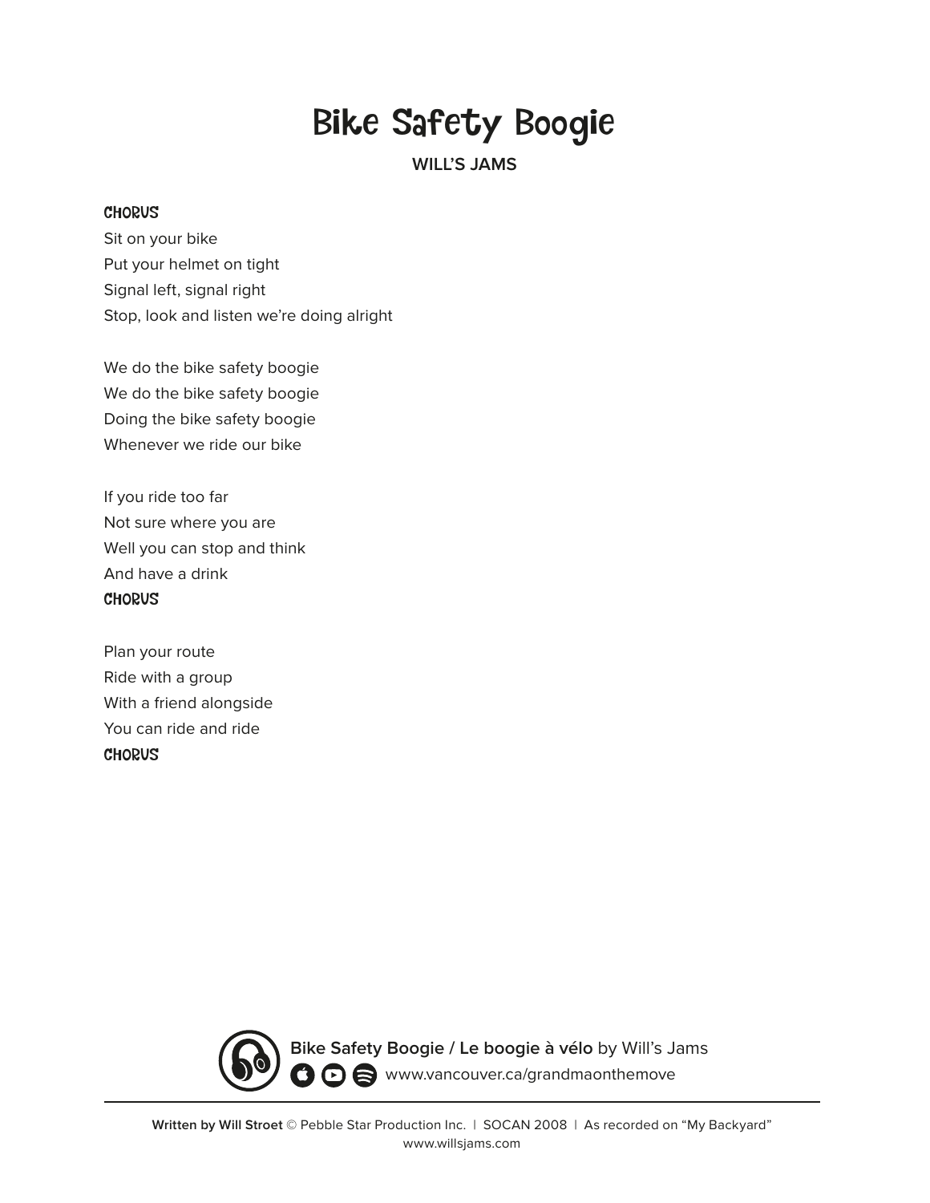# Bike Safety Boogie

**WILL'S JAMS**

**CHORUS**

Sit on your bike
Put your helmet on tight
Signal left, signal right
Stop, look and listen we're doing alright

We do the bike safety boogie
We do the bike safety boogie
Doing the bike safety boogie
Whenever we ride our bike

If you ride too far
Not sure where you are
Well you can stop and think
And have a drink

**CHORUS**

Plan your route
Ride with a group
With a friend alongside
You can ride and ride

**CHORUS**

**Bike Safety Boogie / Le boogie à vélo** by Will's Jams
www.vancouver.ca/grandmaonthemove

**Written by Will Stroet** © Pebble Star Production Inc. | SOCAN 2008 | As recorded on "My Backyard"
www.willsjams.com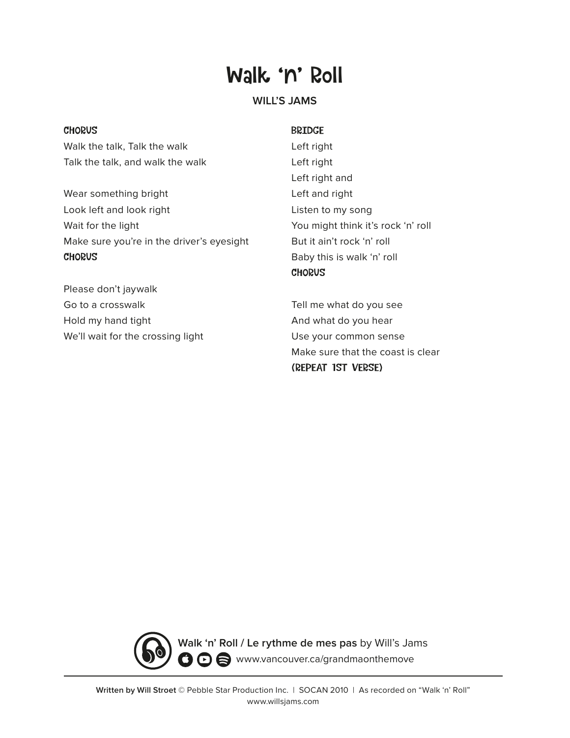# Walk 'n' Roll

**WILL'S JAMS**

**CHORUS**

Walk the talk, Talk the walk
Talk the talk, and walk the walk

Wear something bright
Look left and look right
Wait for the light
Make sure you're in the driver's eyesight

**CHORUS**

Please don't jaywalk
Go to a crosswalk
Hold my hand tight
We'll wait for the crossing light

**BRIDGE**

Left right
Left right
Left right and
Left and right
Listen to my song
You might think it's rock 'n' roll
But it ain't rock 'n' roll
Baby this is walk 'n' roll

**CHORUS**

Tell me what do you see
And what do you hear
Use your common sense
Make sure that the coast is clear

**(REPEAT 1ST VERSE)**

**Walk 'n' Roll / Le rythme de mes pas** by Will's Jams
www.vancouver.ca/grandmaonthemove

**Written by Will Stroet** © Pebble Star Production Inc. | SOCAN 2010 | As recorded on "Walk 'n' Roll"
www.willsjams.com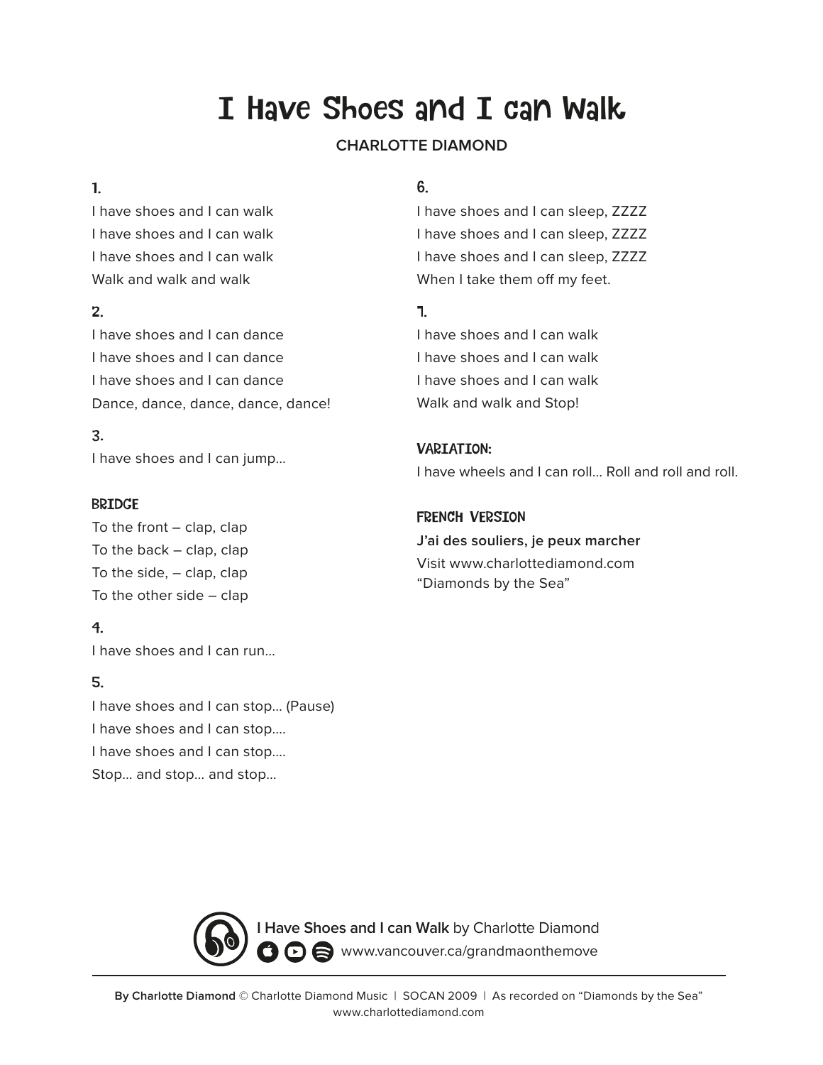# I Have Shoes and I can Walk

**CHARLOTTE DIAMOND**

### 1.

I have shoes and I can walk
I have shoes and I can walk
I have shoes and I can walk
Walk and walk and walk

### 2.

I have shoes and I can dance
I have shoes and I can dance
I have shoes and I can dance
Dance, dance, dance, dance, dance!

### 3.

I have shoes and I can jump…

### BRIDGE

To the front – clap, clap
To the back – clap, clap
To the side, – clap, clap
To the other side – clap

### 4.

I have shoes and I can run…

### 5.

I have shoes and I can stop… (Pause)
I have shoes and I can stop….
I have shoes and I can stop….
Stop… and stop… and stop…

### 6.

I have shoes and I can sleep, ZZZZ
I have shoes and I can sleep, ZZZZ
I have shoes and I can sleep, ZZZZ
When I take them off my feet.

### 7.

I have shoes and I can walk
I have shoes and I can walk
I have shoes and I can walk
Walk and walk and Stop!

### VARIATION:

I have wheels and I can roll… Roll and roll and roll.

### FRENCH VERSION

**J'ai des souliers, je peux marcher**
Visit www.charlottediamond.com
"Diamonds by the Sea"

**I Have Shoes and I can Walk** by Charlotte Diamond
www.vancouver.ca/grandmaonthemove

**By Charlotte Diamond** © Charlotte Diamond Music | SOCAN 2009 | As recorded on "Diamonds by the Sea"
www.charlottediamond.com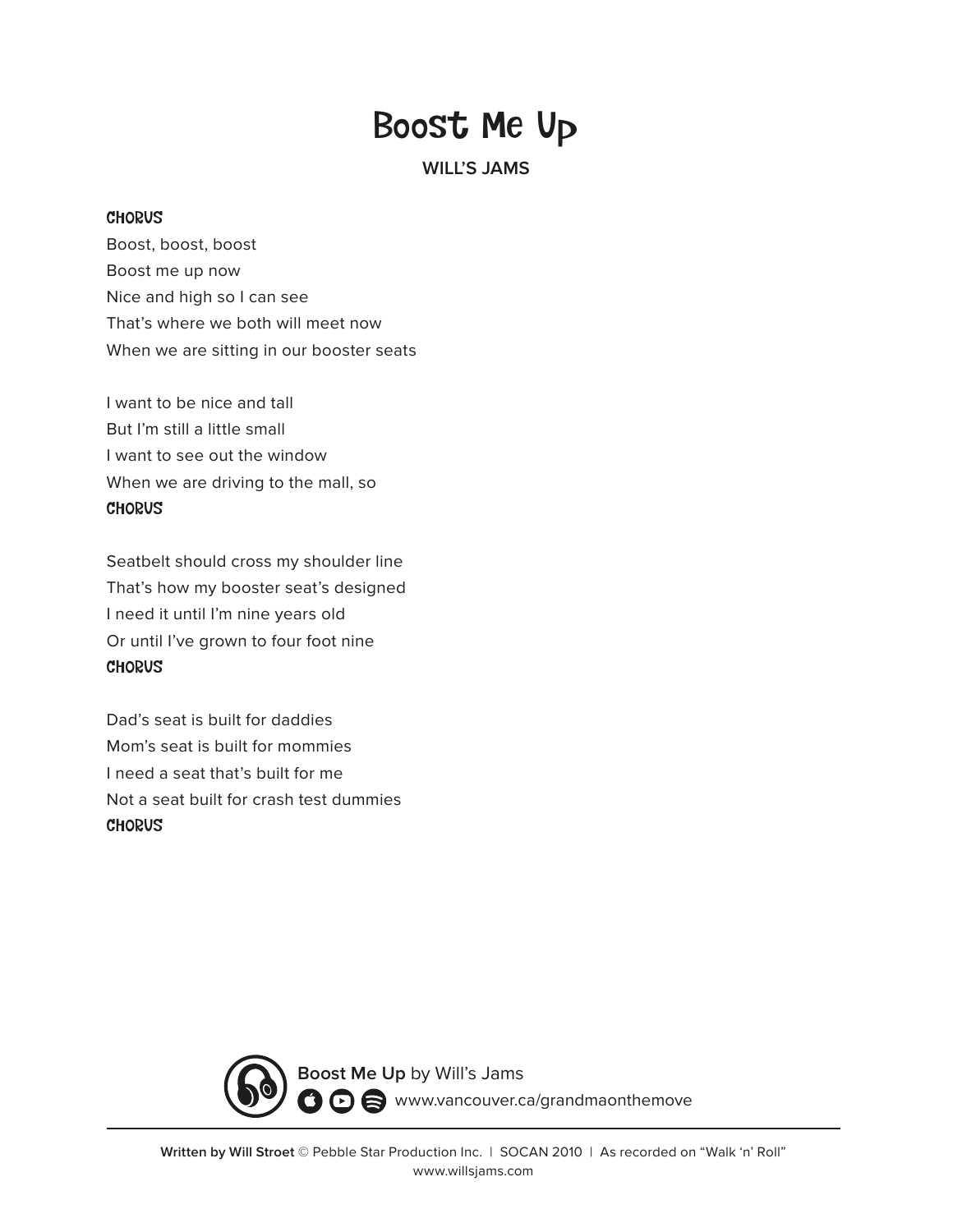# Boost Me Up

**WILL'S JAMS**

**CHORUS**

Boost, boost, boost
Boost me up now
Nice and high so I can see
That's where we both will meet now
When we are sitting in our booster seats

I want to be nice and tall
But I'm still a little small
I want to see out the window
When we are driving to the mall, so
**CHORUS**

Seatbelt should cross my shoulder line
That's how my booster seat's designed
I need it until I'm nine years old
Or until I've grown to four foot nine
**CHORUS**

Dad's seat is built for daddies
Mom's seat is built for mommies
I need a seat that's built for me
Not a seat built for crash test dummies
**CHORUS**

**Boost Me Up** by Will's Jams
www.vancouver.ca/grandmaonthemove

**Written by Will Stroet** © Pebble Star Production Inc. | SOCAN 2010 | As recorded on "Walk 'n' Roll"
www.willsjams.com